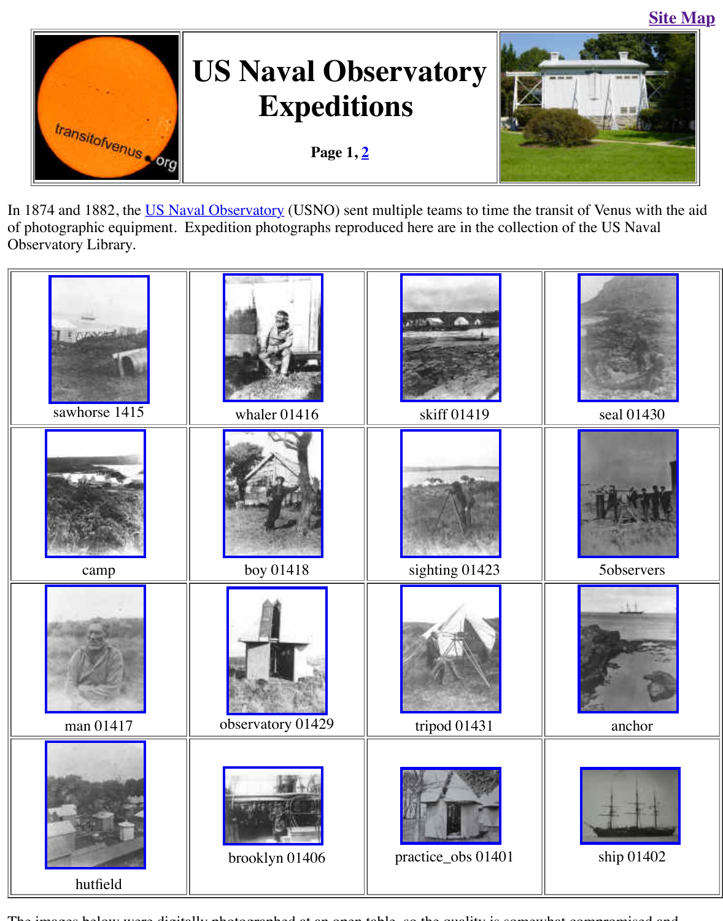Site Map

# US Naval Observatory Expeditions

**Page 1, 2**

In 1874 and 1882, the US Naval Observatory (USNO) sent multiple teams to time the transit of Venus with the aid of photographic equipment. Expedition photographs reproduced here are in the collection of the US Naval Observatory Library.

| | | | |
|---|---|---|---|
| sawhorse 1415 | whaler 01416 | skiff 01419 | seal 01430 |
| camp | boy 01418 | sighting 01423 | 5observers |
| man 01417 | observatory 01429 | tripod 01431 | anchor |
| hutfield | brooklyn 01406 | practice_obs 01401 | ship 01402 |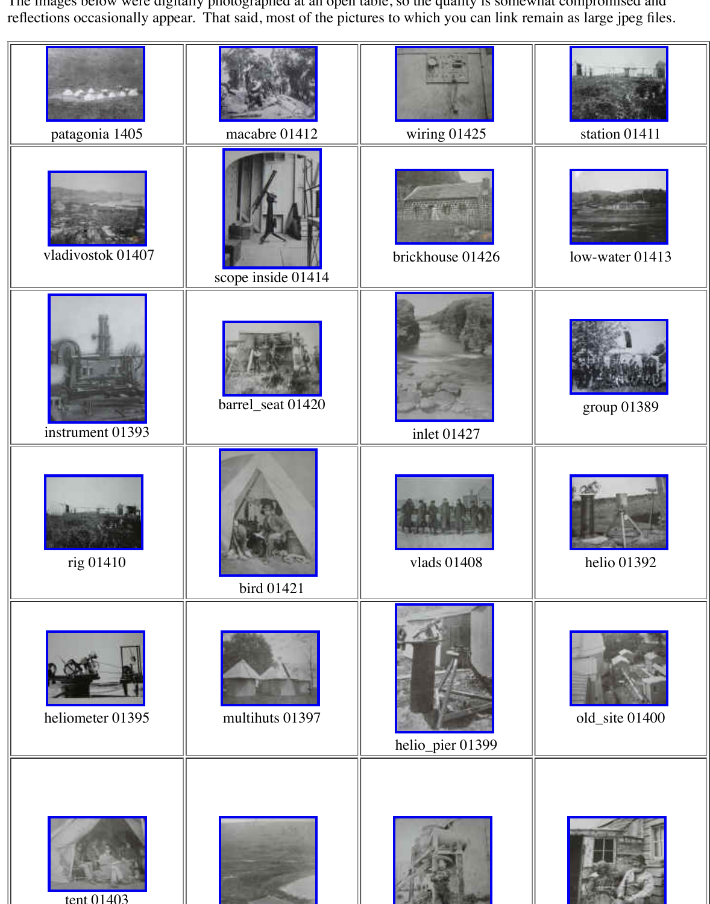The images below were digitally photographed at an open table, so the quality is somewhat compromised and reflections occasionally appear. That said, most of the pictures to which you can link remain as large jpeg files.

| | | | |
|---|---|---|---|
| patagonia 1405 | macabre 01412 | wiring 01425 | station 01411 |
| vladivostok 01407 | scope inside 01414 | brickhouse 01426 | low-water 01413 |
| instrument 01393 | barrel_seat 01420 | inlet 01427 | group 01389 |
| rig 01410 | bird 01421 | vlads 01408 | helio 01392 |
| heliometer 01395 | multihuts 01397 | helio_pier 01399 | old_site 01400 |
| tent 01403 | | | |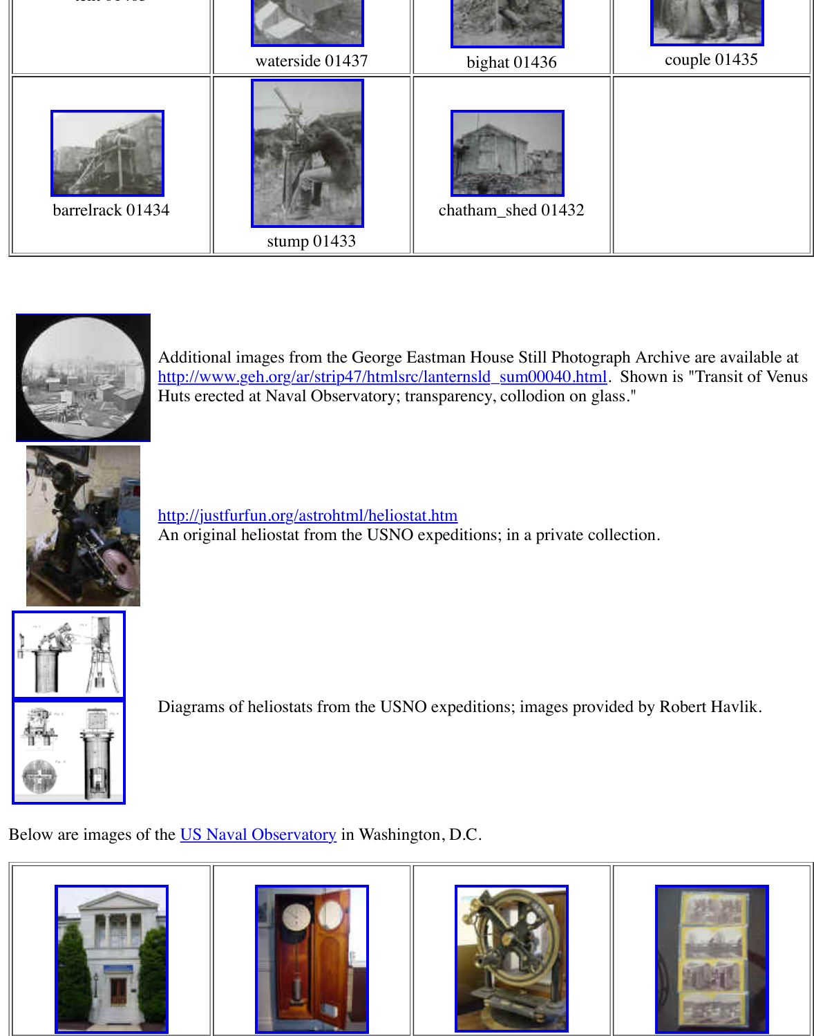| | | | |
|---|---|---|---|
| | waterside 01437 | bighat 01436 | couple 01435 |
| barrelrack 01434 | stump 01433 | chatham_shed 01432 | |

Additional images from the George Eastman House Still Photograph Archive are available at http://www.geh.org/ar/strip47/htmlsrc/lanternsld_sum00040.html. Shown is "Transit of Venus Huts erected at Naval Observatory; transparency, collodion on glass."

http://justfurfun.org/astrohtml/heliostat.htm
An original heliostat from the USNO expeditions; in a private collection.

Diagrams of heliostats from the USNO expeditions; images provided by Robert Havlik.

Below are images of the US Naval Observatory in Washington, D.C.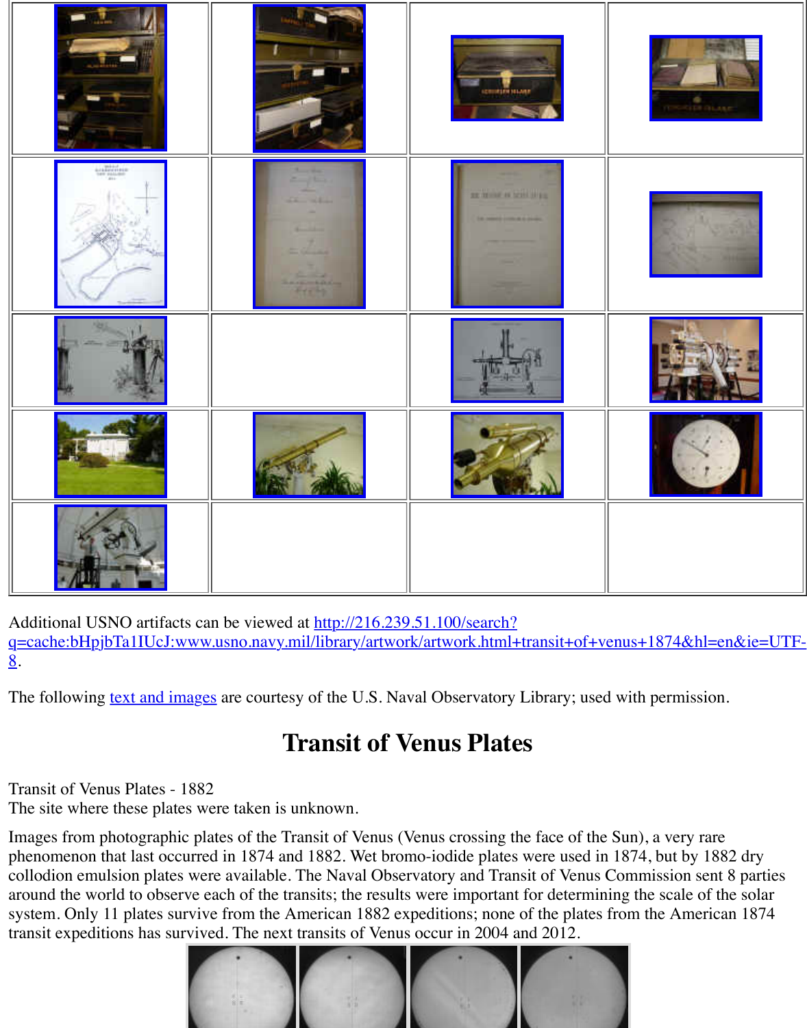Additional USNO artifacts can be viewed at http://216.239.51.100/search?q=cache:bHpjbTa1IUcJ:www.usno.navy.mil/library/artwork/artwork.html+transit+of+venus+1874&hl=en&ie=UTF-8.

The following text and images are courtesy of the U.S. Naval Observatory Library; used with permission.

# Transit of Venus Plates

Transit of Venus Plates - 1882
The site where these plates were taken is unknown.

Images from photographic plates of the Transit of Venus (Venus crossing the face of the Sun), a very rare phenomenon that last occurred in 1874 and 1882. Wet bromo-iodide plates were used in 1874, but by 1882 dry collodion emulsion plates were available. The Naval Observatory and Transit of Venus Commission sent 8 parties around the world to observe each of the transits; the results were important for determining the scale of the solar system. Only 11 plates survive from the American 1882 expeditions; none of the plates from the American 1874 transit expeditions has survived. The next transits of Venus occur in 2004 and 2012.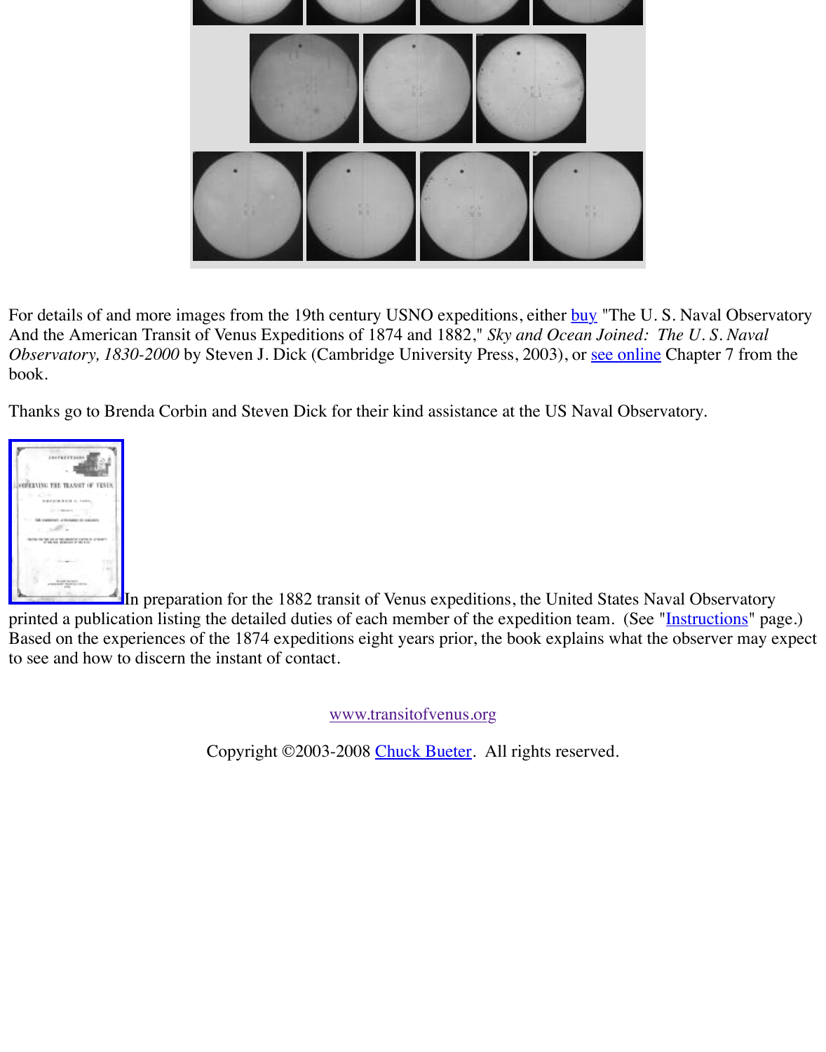For details of and more images from the 19th century USNO expeditions, either buy "The U. S. Naval Observatory And the American Transit of Venus Expeditions of 1874 and 1882," *Sky and Ocean Joined: The U. S. Naval Observatory, 1830-2000* by Steven J. Dick (Cambridge University Press, 2003), or see online Chapter 7 from the book.

Thanks go to Brenda Corbin and Steven Dick for their kind assistance at the US Naval Observatory.

In preparation for the 1882 transit of Venus expeditions, the United States Naval Observatory printed a publication listing the detailed duties of each member of the expedition team. (See "Instructions" page.) Based on the experiences of the 1874 expeditions eight years prior, the book explains what the observer may expect to see and how to discern the instant of contact.

www.transitofvenus.org

Copyright ©2003-2008 Chuck Bueter. All rights reserved.